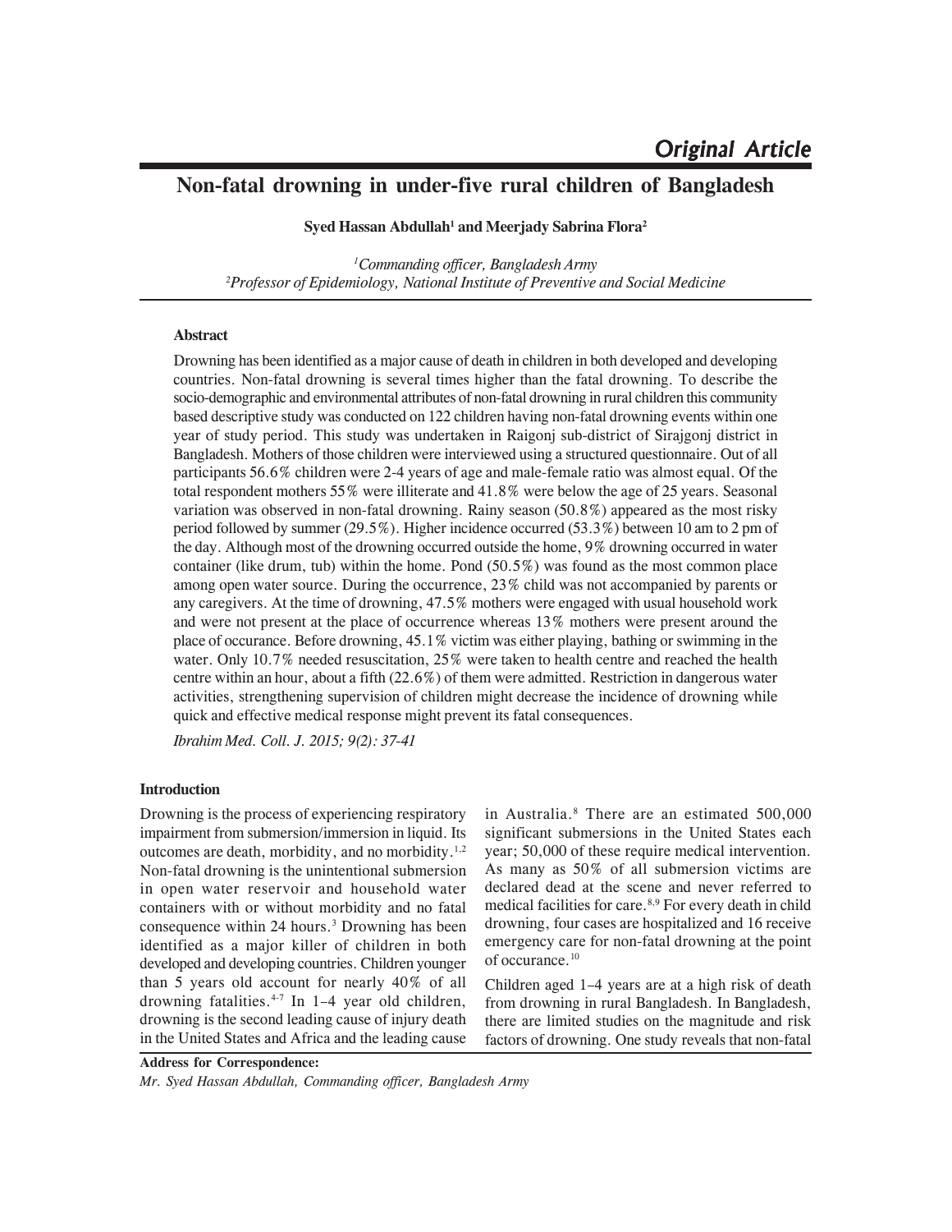Original Article

# Non-fatal drowning in under-five rural children of Bangladesh

**Syed Hassan Abdullah[1] and Meerjady Sabrina Flora[2]**

*[1]Commanding officer, Bangladesh Army*
*[2]Professor of Epidemiology, National Institute of Preventive and Social Medicine*

## Abstract

Drowning has been identified as a major cause of death in children in both developed and developing countries. Non-fatal drowning is several times higher than the fatal drowning. To describe the socio-demographic and environmental attributes of non-fatal drowning in rural children this community based descriptive study was conducted on 122 children having non-fatal drowning events within one year of study period. This study was undertaken in Raigonj sub-district of Sirajgonj district in Bangladesh. Mothers of those children were interviewed using a structured questionnaire. Out of all participants 56.6% children were 2-4 years of age and male-female ratio was almost equal. Of the total respondent mothers 55% were illiterate and 41.8% were below the age of 25 years. Seasonal variation was observed in non-fatal drowning. Rainy season (50.8%) appeared as the most risky period followed by summer (29.5%). Higher incidence occurred (53.3%) between 10 am to 2 pm of the day. Although most of the drowning occurred outside the home, 9% drowning occurred in water container (like drum, tub) within the home. Pond (50.5%) was found as the most common place among open water source. During the occurrence, 23% child was not accompanied by parents or any caregivers. At the time of drowning, 47.5% mothers were engaged with usual household work and were not present at the place of occurrence whereas 13% mothers were present around the place of occurance. Before drowning, 45.1% victim was either playing, bathing or swimming in the water. Only 10.7% needed resuscitation, 25% were taken to health centre and reached the health centre within an hour, about a fifth (22.6%) of them were admitted. Restriction in dangerous water activities, strengthening supervision of children might decrease the incidence of drowning while quick and effective medical response might prevent its fatal consequences.

*Ibrahim Med. Coll. J. 2015; 9(2): 37-41*

## Introduction

Drowning is the process of experiencing respiratory impairment from submersion/immersion in liquid. Its outcomes are death, morbidity, and no morbidity.[1,2] Non-fatal drowning is the unintentional submersion in open water reservoir and household water containers with or without morbidity and no fatal consequence within 24 hours.[3] Drowning has been identified as a major killer of children in both developed and developing countries. Children younger than 5 years old account for nearly 40% of all drowning fatalities.[4-7] In 1–4 year old children, drowning is the second leading cause of injury death in the United States and Africa and the leading cause in Australia.[8] There are an estimated 500,000 significant submersions in the United States each year; 50,000 of these require medical intervention. As many as 50% of all submersion victims are declared dead at the scene and never referred to medical facilities for care.[8,9] For every death in child drowning, four cases are hospitalized and 16 receive emergency care for non-fatal drowning at the point of occurance.[10]

Children aged 1–4 years are at a high risk of death from drowning in rural Bangladesh. In Bangladesh, there are limited studies on the magnitude and risk factors of drowning. One study reveals that non-fatal

**Address for Correspondence:**
*Mr. Syed Hassan Abdullah, Commanding officer, Bangladesh Army*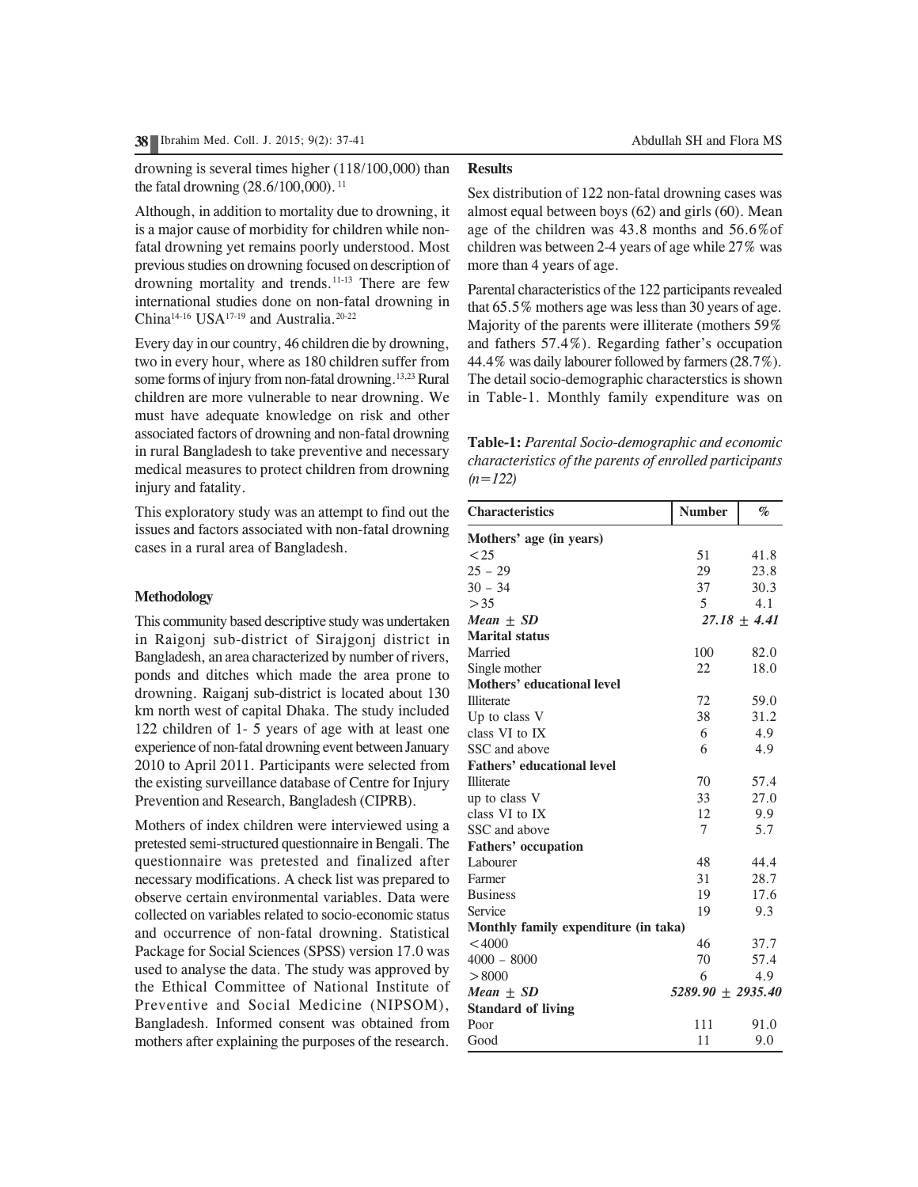drowning is several times higher (118/100,000) than the fatal drowning (28.6/100,000).[11]

Although, in addition to mortality due to drowning, it is a major cause of morbidity for children while non-fatal drowning yet remains poorly understood. Most previous studies on drowning focused on description of drowning mortality and trends.[11-13] There are few international studies done on non-fatal drowning in China[14-16] USA[17-19] and Australia.[20-22]

Every day in our country, 46 children die by drowning, two in every hour, where as 180 children suffer from some forms of injury from non-fatal drowning.[13,23] Rural children are more vulnerable to near drowning. We must have adequate knowledge on risk and other associated factors of drowning and non-fatal drowning in rural Bangladesh to take preventive and necessary medical measures to protect children from drowning injury and fatality.

This exploratory study was an attempt to find out the issues and factors associated with non-fatal drowning cases in a rural area of Bangladesh.

## Methodology

This community based descriptive study was undertaken in Raigonj sub-district of Sirajgonj district in Bangladesh, an area characterized by number of rivers, ponds and ditches which made the area prone to drowning. Raiganj sub-district is located about 130 km north west of capital Dhaka. The study included 122 children of 1- 5 years of age with at least one experience of non-fatal drowning event between January 2010 to April 2011. Participants were selected from the existing surveillance database of Centre for Injury Prevention and Research, Bangladesh (CIPRB).

Mothers of index children were interviewed using a pretested semi-structured questionnaire in Bengali. The questionnaire was pretested and finalized after necessary modifications. A check list was prepared to observe certain environmental variables. Data were collected on variables related to socio-economic status and occurrence of non-fatal drowning. Statistical Package for Social Sciences (SPSS) version 17.0 was used to analyse the data. The study was approved by the Ethical Committee of National Institute of Preventive and Social Medicine (NIPSOM), Bangladesh. Informed consent was obtained from mothers after explaining the purposes of the research.

## Results

Sex distribution of 122 non-fatal drowning cases was almost equal between boys (62) and girls (60). Mean age of the children was 43.8 months and 56.6%of children was between 2-4 years of age while 27% was more than 4 years of age.

Parental characteristics of the 122 participants revealed that 65.5% mothers age was less than 30 years of age. Majority of the parents were illiterate (mothers 59% and fathers 57.4%). Regarding father's occupation 44.4% was daily labourer followed by farmers (28.7%). The detail socio-demographic characterstics is shown in Table-1. Monthly family expenditure was on

**Table-1:** *Parental Socio-demographic and economic characteristics of the parents of enrolled participants (n=122)*

| Characteristics | Number | % |
|---|---|---|
| **Mothers' age (in years)** | | |
| <25 | 51 | 41.8 |
| 25 – 29 | 29 | 23.8 |
| 30 – 34 | 37 | 30.3 |
| >35 | 5 | 4.1 |
| ***Mean ± SD*** | ***27.18 ± 4.41*** | |
| **Marital status** | | |
| Married | 100 | 82.0 |
| Single mother | 22 | 18.0 |
| **Mothers' educational level** | | |
| Illiterate | 72 | 59.0 |
| Up to class V | 38 | 31.2 |
| class VI to IX | 6 | 4.9 |
| SSC and above | 6 | 4.9 |
| **Fathers' educational level** | | |
| Illiterate | 70 | 57.4 |
| up to class V | 33 | 27.0 |
| class VI to IX | 12 | 9.9 |
| SSC and above | 7 | 5.7 |
| **Fathers' occupation** | | |
| Labourer | 48 | 44.4 |
| Farmer | 31 | 28.7 |
| Business | 19 | 17.6 |
| Service | 19 | 9.3 |
| **Monthly family expenditure (in taka)** | | |
| <4000 | 46 | 37.7 |
| 4000 – 8000 | 70 | 57.4 |
| >8000 | 6 | 4.9 |
| ***Mean ± SD*** | ***5289.90 ± 2935.40*** | |
| **Standard of living** | | |
| Poor | 111 | 91.0 |
| Good | 11 | 9.0 |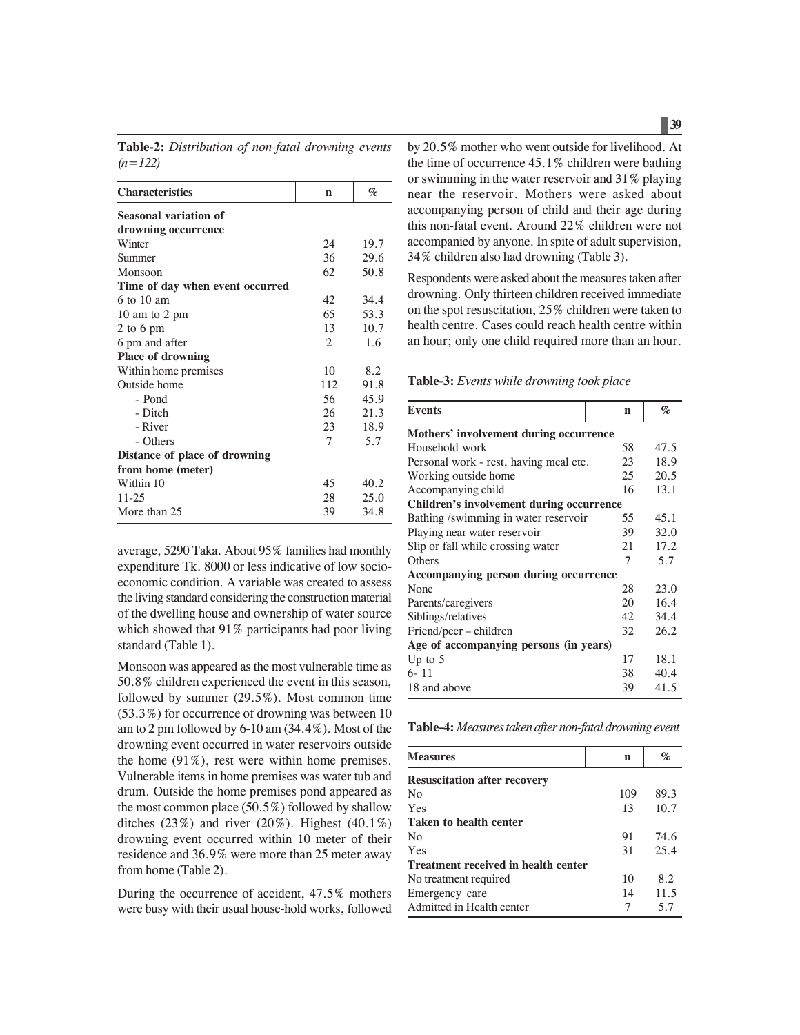**Table-2:** *Distribution of non-fatal drowning events (n=122)*

| Characteristics | n | % |
|---|---|---|
| **Seasonal variation of drowning occurrence** | | |
| Winter | 24 | 19.7 |
| Summer | 36 | 29.6 |
| Monsoon | 62 | 50.8 |
| **Time of day when event occurred** | | |
| 6 to 10 am | 42 | 34.4 |
| 10 am to 2 pm | 65 | 53.3 |
| 2 to 6 pm | 13 | 10.7 |
| 6 pm and after | 2 | 1.6 |
| **Place of drowning** | | |
| Within home premises | 10 | 8.2 |
| Outside home | 112 | 91.8 |
| - Pond | 56 | 45.9 |
| - Ditch | 26 | 21.3 |
| - River | 23 | 18.9 |
| - Others | 7 | 5.7 |
| **Distance of place of drowning from home (meter)** | | |
| Within 10 | 45 | 40.2 |
| 11-25 | 28 | 25.0 |
| More than 25 | 39 | 34.8 |

average, 5290 Taka. About 95% families had monthly expenditure Tk. 8000 or less indicative of low socio-economic condition. A variable was created to assess the living standard considering the construction material of the dwelling house and ownership of water source which showed that 91% participants had poor living standard (Table 1).

Monsoon was appeared as the most vulnerable time as 50.8% children experienced the event in this season, followed by summer (29.5%). Most common time (53.3%) for occurrence of drowning was between 10 am to 2 pm followed by 6-10 am (34.4%). Most of the drowning event occurred in water reservoirs outside the home (91%), rest were within home premises. Vulnerable items in home premises was water tub and drum. Outside the home premises pond appeared as the most common place (50.5%) followed by shallow ditches (23%) and river (20%). Highest (40.1%) drowning event occurred within 10 meter of their residence and 36.9% were more than 25 meter away from home (Table 2).

During the occurrence of accident, 47.5% mothers were busy with their usual house-hold works, followed by 20.5% mother who went outside for livelihood. At the time of occurrence 45.1% children were bathing or swimming in the water reservoir and 31% playing near the reservoir. Mothers were asked about accompanying person of child and their age during this non-fatal event. Around 22% children were not accompanied by anyone. In spite of adult supervision, 34% children also had drowning (Table 3).

Respondents were asked about the measures taken after drowning. Only thirteen children received immediate on the spot resuscitation, 25% children were taken to health centre. Cases could reach health centre within an hour; only one child required more than an hour.

**Table-3:** *Events while drowning took place*

| Events | n | % |
|---|---|---|
| **Mothers' involvement during occurrence** | | |
| Household work | 58 | 47.5 |
| Personal work - rest, having meal etc. | 23 | 18.9 |
| Working outside home | 25 | 20.5 |
| Accompanying child | 16 | 13.1 |
| **Children's involvement during occurrence** | | |
| Bathing /swimming in water reservoir | 55 | 45.1 |
| Playing near water reservoir | 39 | 32.0 |
| Slip or fall while crossing water | 21 | 17.2 |
| Others | 7 | 5.7 |
| **Accompanying person during occurrence** | | |
| None | 28 | 23.0 |
| Parents/caregivers | 20 | 16.4 |
| Siblings/relatives | 42 | 34.4 |
| Friend/peer – children | 32 | 26.2 |
| **Age of accompanying persons (in years)** | | |
| Up to 5 | 17 | 18.1 |
| 6- 11 | 38 | 40.4 |
| 18 and above | 39 | 41.5 |

**Table-4:** *Measures taken after non-fatal drowning event*

| Measures | n | % |
|---|---|---|
| **Resuscitation after recovery** | | |
| No | 109 | 89.3 |
| Yes | 13 | 10.7 |
| **Taken to health center** | | |
| No | 91 | 74.6 |
| Yes | 31 | 25.4 |
| **Treatment received in health center** | | |
| No treatment required | 10 | 8.2 |
| Emergency care | 14 | 11.5 |
| Admitted in Health center | 7 | 5.7 |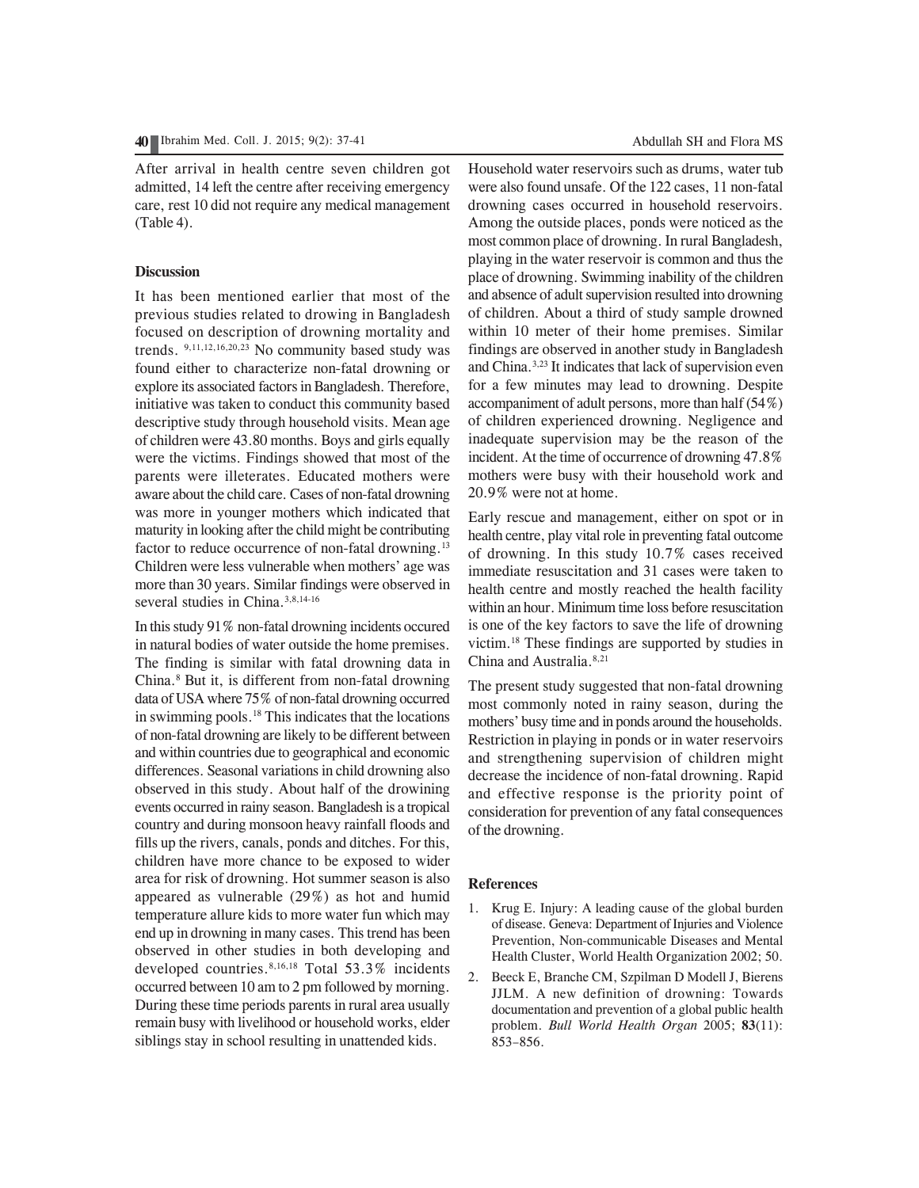After arrival in health centre seven children got admitted, 14 left the centre after receiving emergency care, rest 10 did not require any medical management (Table 4).

## Discussion

It has been mentioned earlier that most of the previous studies related to drowing in Bangladesh focused on description of drowning mortality and trends. [9,11,12,16,20,23] No community based study was found either to characterize non-fatal drowning or explore its associated factors in Bangladesh. Therefore, initiative was taken to conduct this community based descriptive study through household visits. Mean age of children were 43.80 months. Boys and girls equally were the victims. Findings showed that most of the parents were illeterates. Educated mothers were aware about the child care. Cases of non-fatal drowning was more in younger mothers which indicated that maturity in looking after the child might be contributing factor to reduce occurrence of non-fatal drowning.[13] Children were less vulnerable when mothers' age was more than 30 years. Similar findings were observed in several studies in China.[3,8,14-16]

In this study 91% non-fatal drowning incidents occured in natural bodies of water outside the home premises. The finding is similar with fatal drowning data in China.[8] But it, is different from non-fatal drowning data of USA where 75% of non-fatal drowning occurred in swimming pools.[18] This indicates that the locations of non-fatal drowning are likely to be different between and within countries due to geographical and economic differences. Seasonal variations in child drowning also observed in this study. About half of the drowining events occurred in rainy season. Bangladesh is a tropical country and during monsoon heavy rainfall floods and fills up the rivers, canals, ponds and ditches. For this, children have more chance to be exposed to wider area for risk of drowning. Hot summer season is also appeared as vulnerable (29%) as hot and humid temperature allure kids to more water fun which may end up in drowning in many cases. This trend has been observed in other studies in both developing and developed countries.[8,16,18] Total 53.3% incidents occurred between 10 am to 2 pm followed by morning. During these time periods parents in rural area usually remain busy with livelihood or household works, elder siblings stay in school resulting in unattended kids.

Household water reservoirs such as drums, water tub were also found unsafe. Of the 122 cases, 11 non-fatal drowning cases occurred in household reservoirs. Among the outside places, ponds were noticed as the most common place of drowning. In rural Bangladesh, playing in the water reservoir is common and thus the place of drowning. Swimming inability of the children and absence of adult supervision resulted into drowning of children. About a third of study sample drowned within 10 meter of their home premises. Similar findings are observed in another study in Bangladesh and China.[3,23] It indicates that lack of supervision even for a few minutes may lead to drowning. Despite accompaniment of adult persons, more than half (54%) of children experienced drowning. Negligence and inadequate supervision may be the reason of the incident. At the time of occurrence of drowning 47.8% mothers were busy with their household work and 20.9% were not at home.

Early rescue and management, either on spot or in health centre, play vital role in preventing fatal outcome of drowning. In this study 10.7% cases received immediate resuscitation and 31 cases were taken to health centre and mostly reached the health facility within an hour. Minimum time loss before resuscitation is one of the key factors to save the life of drowning victim.[18] These findings are supported by studies in China and Australia.[8,21]

The present study suggested that non-fatal drowning most commonly noted in rainy season, during the mothers' busy time and in ponds around the households. Restriction in playing in ponds or in water reservoirs and strengthening supervision of children might decrease the incidence of non-fatal drowning. Rapid and effective response is the priority point of consideration for prevention of any fatal consequences of the drowning.

## References

1. Krug E. Injury: A leading cause of the global burden of disease. Geneva: Department of Injuries and Violence Prevention, Non-communicable Diseases and Mental Health Cluster, World Health Organization 2002; 50.
2. Beeck E, Branche CM, Szpilman D Modell J, Bierens JJLM. A new definition of drowning: Towards documentation and prevention of a global public health problem. *Bull World Health Organ* 2005; **83**(11): 853–856.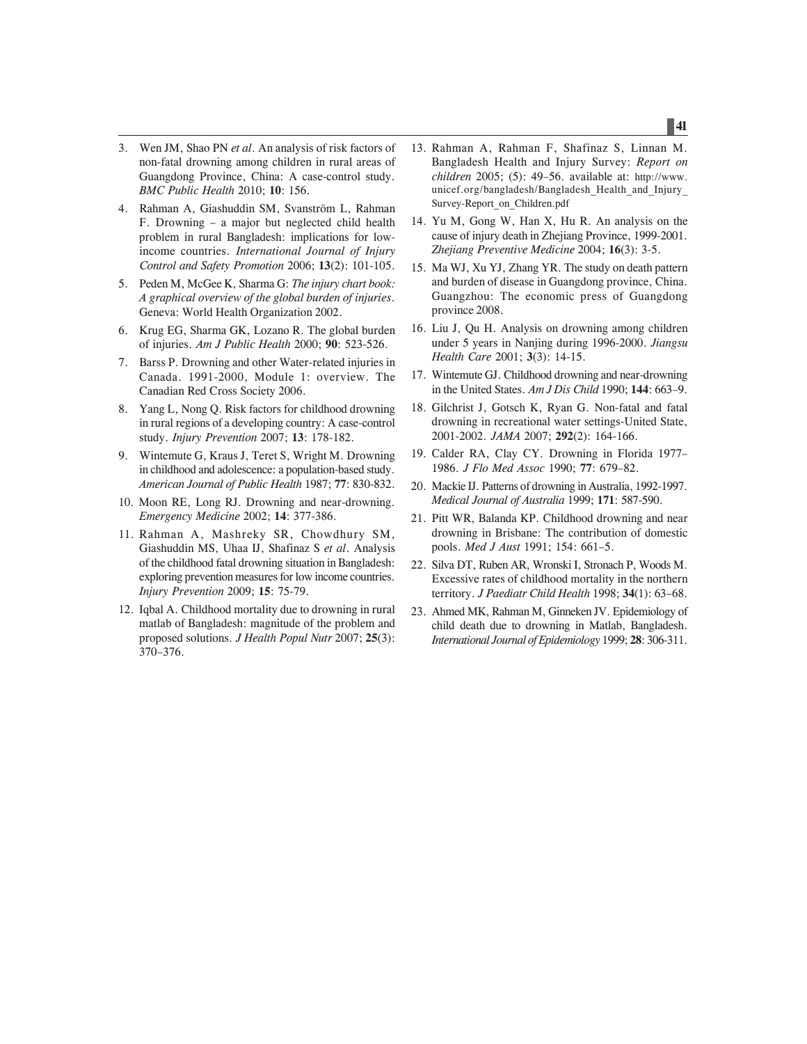3. Wen JM, Shao PN *et al*. An analysis of risk factors of non-fatal drowning among children in rural areas of Guangdong Province, China: A case-control study. *BMC Public Health* 2010; **10**: 156.

4. Rahman A, Giashuddin SM, Svanström L, Rahman F. Drowning – a major but neglected child health problem in rural Bangladesh: implications for low-income countries. *International Journal of Injury Control and Safety Promotion* 2006; **13**(2): 101-105.

5. Peden M, McGee K, Sharma G: *The injury chart book: A graphical overview of the global burden of injuries*. Geneva: World Health Organization 2002.

6. Krug EG, Sharma GK, Lozano R. The global burden of injuries. *Am J Public Health* 2000; **90**: 523-526.

7. Barss P. Drowning and other Water-related injuries in Canada. 1991-2000, Module 1: overview. The Canadian Red Cross Society 2006.

8. Yang L, Nong Q. Risk factors for childhood drowning in rural regions of a developing country: A case-control study. *Injury Prevention* 2007; **13**: 178-182.

9. Wintemute G, Kraus J, Teret S, Wright M. Drowning in childhood and adolescence: a population-based study. *American Journal of Public Health* 1987; **77**: 830-832.

10. Moon RE, Long RJ. Drowning and near-drowning. *Emergency Medicine* 2002; **14**: 377-386.

11. Rahman A, Mashreky SR, Chowdhury SM, Giashuddin MS, Uhaa IJ, Shafinaz S *et al*. Analysis of the childhood fatal drowning situation in Bangladesh: exploring prevention measures for low income countries. *Injury Prevention* 2009; **15**: 75-79.

12. Iqbal A. Childhood mortality due to drowning in rural matlab of Bangladesh: magnitude of the problem and proposed solutions. *J Health Popul Nutr* 2007; **25**(3): 370–376.

13. Rahman A, Rahman F, Shafinaz S, Linnan M. Bangladesh Health and Injury Survey: *Report on children* 2005; (5): 49–56. available at: http://www.unicef.org/bangladesh/Bangladesh_Health_and_Injury_Survey-Report_on_Children.pdf

14. Yu M, Gong W, Han X, Hu R. An analysis on the cause of injury death in Zhejiang Province, 1999-2001. *Zhejiang Preventive Medicine* 2004; **16**(3): 3-5.

15. Ma WJ, Xu YJ, Zhang YR. The study on death pattern and burden of disease in Guangdong province, China. Guangzhou: The economic press of Guangdong province 2008.

16. Liu J, Qu H. Analysis on drowning among children under 5 years in Nanjing during 1996-2000. *Jiangsu Health Care* 2001; **3**(3): 14-15.

17. Wintemute GJ. Childhood drowning and near-drowning in the United States. *Am J Dis Child* 1990; **144**: 663–9.

18. Gilchrist J, Gotsch K, Ryan G. Non-fatal and fatal drowning in recreational water settings-United State, 2001-2002. *JAMA* 2007; **292**(2): 164-166.

19. Calder RA, Clay CY. Drowning in Florida 1977–1986. *J Flo Med Assoc* 1990; **77**: 679–82.

20. Mackie IJ. Patterns of drowning in Australia, 1992-1997. *Medical Journal of Australia* 1999; **171**: 587-590.

21. Pitt WR, Balanda KP. Childhood drowning and near drowning in Brisbane: The contribution of domestic pools. *Med J Aust* 1991; 154: 661–5.

22. Silva DT, Ruben AR, Wronski I, Stronach P, Woods M. Excessive rates of childhood mortality in the northern territory. *J Paediatr Child Health* 1998; **34**(1): 63–68.

23. Ahmed MK, Rahman M, Ginneken JV. Epidemiology of child death due to drowning in Matlab, Bangladesh. *International Journal of Epidemiology* 1999; **28**: 306-311.